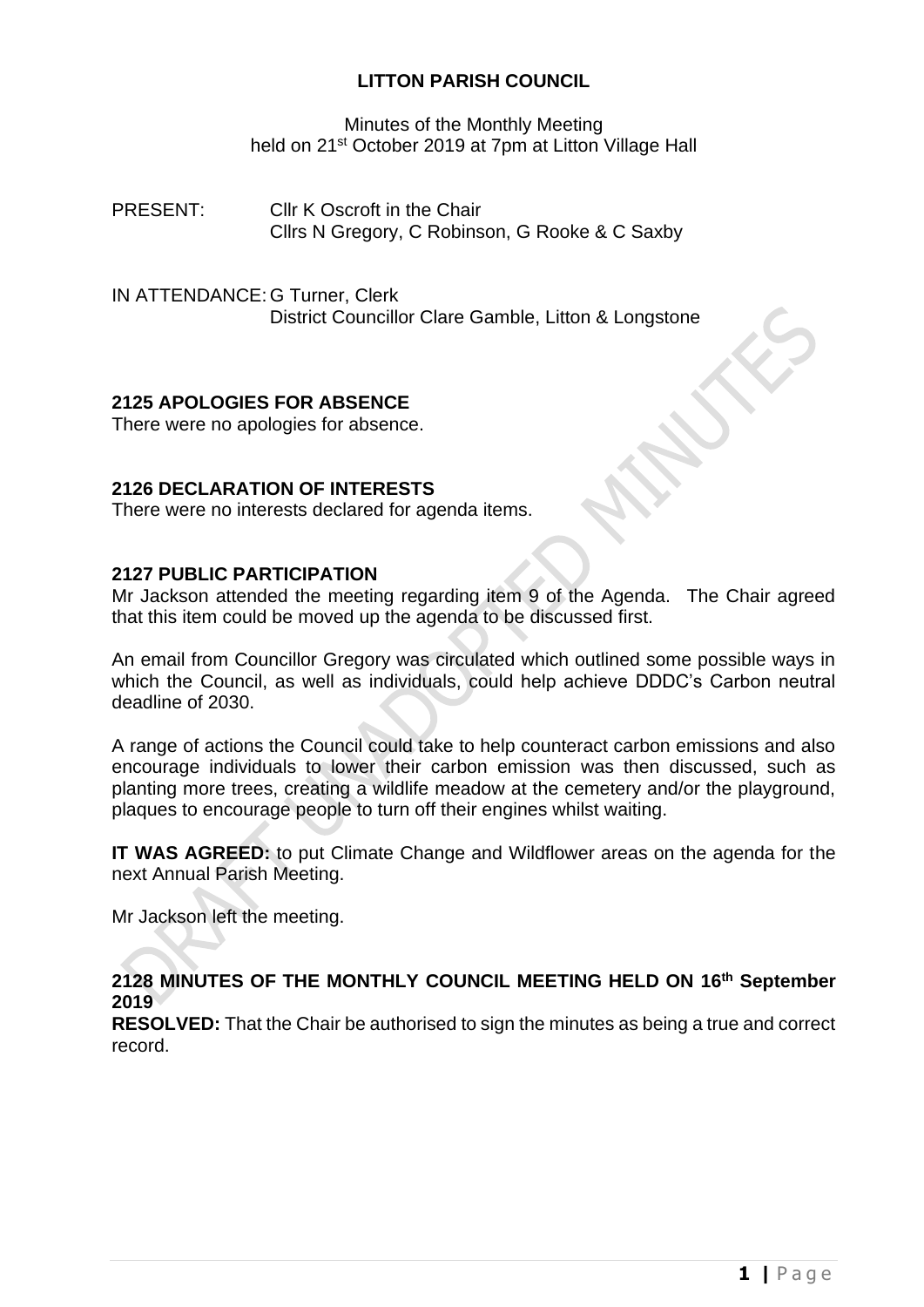# LITTON PARISH COUNCIL

Minutes of the Monthly Meeting
held on 21st October 2019 at 7pm at Litton Village Hall

PRESENT: Cllr K Oscroft in the Chair
Cllrs N Gregory, C Robinson, G Rooke & C Saxby

IN ATTENDANCE: G Turner, Clerk
District Councillor Clare Gamble, Litton & Longstone

## 2125 APOLOGIES FOR ABSENCE

There were no apologies for absence.

## 2126 DECLARATION OF INTERESTS

There were no interests declared for agenda items.

## 2127 PUBLIC PARTICIPATION

Mr Jackson attended the meeting regarding item 9 of the Agenda. The Chair agreed that this item could be moved up the agenda to be discussed first.

An email from Councillor Gregory was circulated which outlined some possible ways in which the Council, as well as individuals, could help achieve DDDC's Carbon neutral deadline of 2030.

A range of actions the Council could take to help counteract carbon emissions and also encourage individuals to lower their carbon emission was then discussed, such as planting more trees, creating a wildlife meadow at the cemetery and/or the playground, plaques to encourage people to turn off their engines whilst waiting.

**IT WAS AGREED:** to put Climate Change and Wildflower areas on the agenda for the next Annual Parish Meeting.

Mr Jackson left the meeting.

## 2128 MINUTES OF THE MONTHLY COUNCIL MEETING HELD ON 16th September 2019

**RESOLVED:** That the Chair be authorised to sign the minutes as being a true and correct record.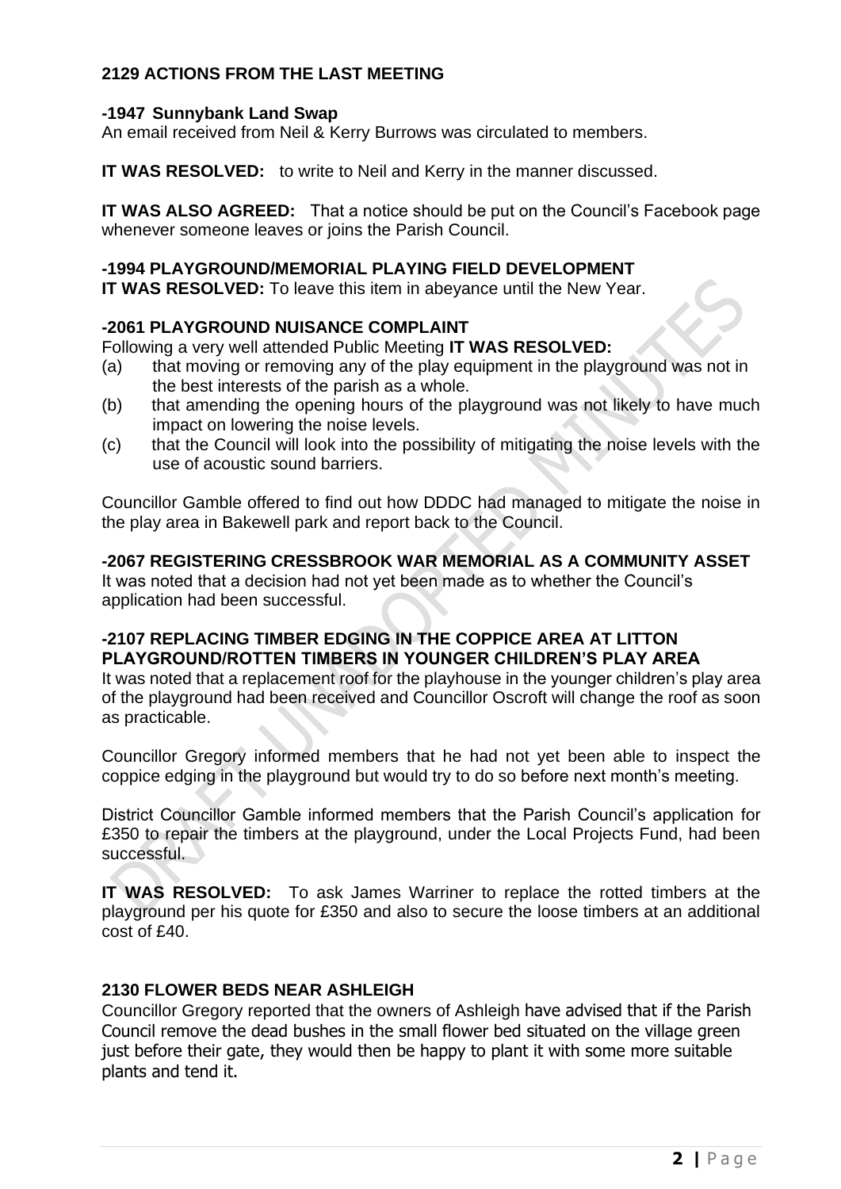## 2129 ACTIONS FROM THE LAST MEETING

### -1947 Sunnybank Land Swap

An email received from Neil & Kerry Burrows was circulated to members.

**IT WAS RESOLVED:** to write to Neil and Kerry in the manner discussed.

**IT WAS ALSO AGREED:** That a notice should be put on the Council's Facebook page whenever someone leaves or joins the Parish Council.

### -1994 PLAYGROUND/MEMORIAL PLAYING FIELD DEVELOPMENT

**IT WAS RESOLVED:** To leave this item in abeyance until the New Year.

### -2061 PLAYGROUND NUISANCE COMPLAINT

Following a very well attended Public Meeting **IT WAS RESOLVED:**

(a) that moving or removing any of the play equipment in the playground was not in the best interests of the parish as a whole.

(b) that amending the opening hours of the playground was not likely to have much impact on lowering the noise levels.

(c) that the Council will look into the possibility of mitigating the noise levels with the use of acoustic sound barriers.

Councillor Gamble offered to find out how DDDC had managed to mitigate the noise in the play area in Bakewell park and report back to the Council.

### -2067 REGISTERING CRESSBROOK WAR MEMORIAL AS A COMMUNITY ASSET

It was noted that a decision had not yet been made as to whether the Council's application had been successful.

### -2107 REPLACING TIMBER EDGING IN THE COPPICE AREA AT LITTON PLAYGROUND/ROTTEN TIMBERS IN YOUNGER CHILDREN'S PLAY AREA

It was noted that a replacement roof for the playhouse in the younger children's play area of the playground had been received and Councillor Oscroft will change the roof as soon as practicable.

Councillor Gregory informed members that he had not yet been able to inspect the coppice edging in the playground but would try to do so before next month's meeting.

District Councillor Gamble informed members that the Parish Council's application for £350 to repair the timbers at the playground, under the Local Projects Fund, had been successful.

**IT WAS RESOLVED:** To ask James Warriner to replace the rotted timbers at the playground per his quote for £350 and also to secure the loose timbers at an additional cost of £40.

## 2130 FLOWER BEDS NEAR ASHLEIGH

Councillor Gregory reported that the owners of Ashleigh have advised that if the Parish Council remove the dead bushes in the small flower bed situated on the village green just before their gate, they would then be happy to plant it with some more suitable plants and tend it.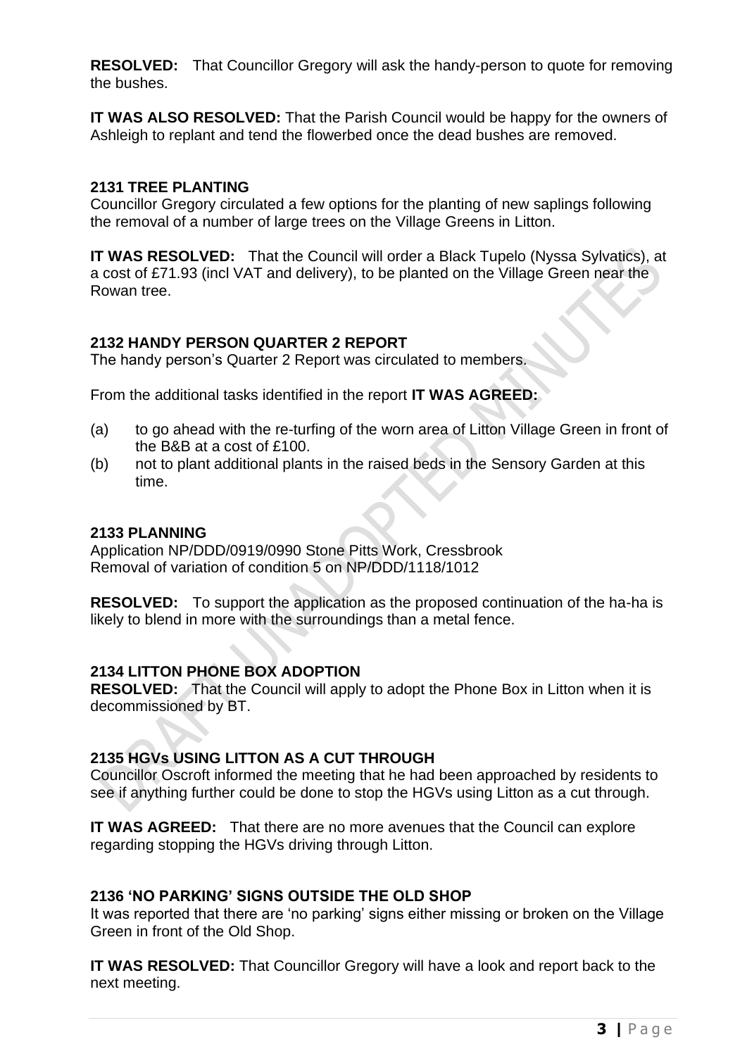**RESOLVED:** That Councillor Gregory will ask the handy-person to quote for removing the bushes.

**IT WAS ALSO RESOLVED:** That the Parish Council would be happy for the owners of Ashleigh to replant and tend the flowerbed once the dead bushes are removed.

### 2131 TREE PLANTING

Councillor Gregory circulated a few options for the planting of new saplings following the removal of a number of large trees on the Village Greens in Litton.

**IT WAS RESOLVED:** That the Council will order a Black Tupelo (Nyssa Sylvatics), at a cost of £71.93 (incl VAT and delivery), to be planted on the Village Green near the Rowan tree.

### 2132 HANDY PERSON QUARTER 2 REPORT

The handy person's Quarter 2 Report was circulated to members.

From the additional tasks identified in the report **IT WAS AGREED:**

(a) to go ahead with the re-turfing of the worn area of Litton Village Green in front of the B&B at a cost of £100.

(b) not to plant additional plants in the raised beds in the Sensory Garden at this time.

### 2133 PLANNING

Application NP/DDD/0919/0990 Stone Pitts Work, Cressbrook
Removal of variation of condition 5 on NP/DDD/1118/1012

**RESOLVED:** To support the application as the proposed continuation of the ha-ha is likely to blend in more with the surroundings than a metal fence.

### 2134 LITTON PHONE BOX ADOPTION

**RESOLVED:** That the Council will apply to adopt the Phone Box in Litton when it is decommissioned by BT.

### 2135 HGVs USING LITTON AS A CUT THROUGH

Councillor Oscroft informed the meeting that he had been approached by residents to see if anything further could be done to stop the HGVs using Litton as a cut through.

**IT WAS AGREED:** That there are no more avenues that the Council can explore regarding stopping the HGVs driving through Litton.

### 2136 'NO PARKING' SIGNS OUTSIDE THE OLD SHOP

It was reported that there are 'no parking' signs either missing or broken on the Village Green in front of the Old Shop.

**IT WAS RESOLVED:** That Councillor Gregory will have a look and report back to the next meeting.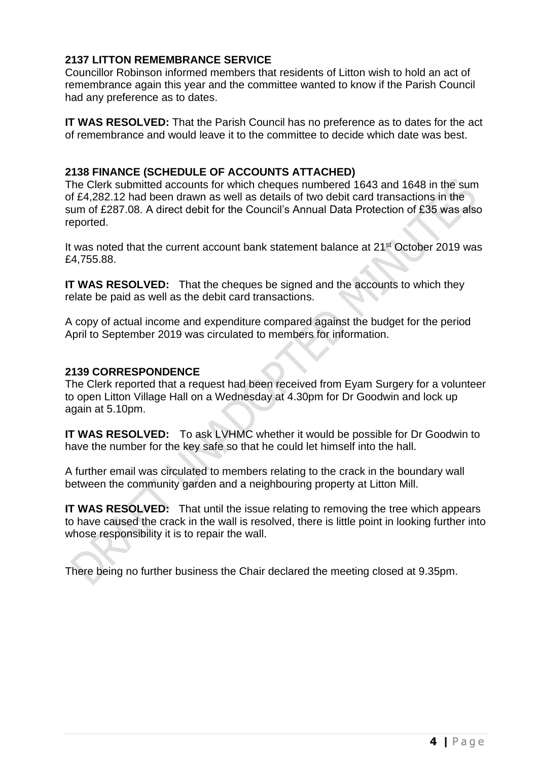**2137 LITTON REMEMBRANCE SERVICE**

Councillor Robinson informed members that residents of Litton wish to hold an act of remembrance again this year and the committee wanted to know if the Parish Council had any preference as to dates.

**IT WAS RESOLVED:** That the Parish Council has no preference as to dates for the act of remembrance and would leave it to the committee to decide which date was best.

**2138 FINANCE (SCHEDULE OF ACCOUNTS ATTACHED)**

The Clerk submitted accounts for which cheques numbered 1643 and 1648 in the sum of £4,282.12 had been drawn as well as details of two debit card transactions in the sum of £287.08. A direct debit for the Council's Annual Data Protection of £35 was also reported.

It was noted that the current account bank statement balance at 21st October 2019 was £4,755.88.

**IT WAS RESOLVED:** That the cheques be signed and the accounts to which they relate be paid as well as the debit card transactions.

A copy of actual income and expenditure compared against the budget for the period April to September 2019 was circulated to members for information.

**2139 CORRESPONDENCE**

The Clerk reported that a request had been received from Eyam Surgery for a volunteer to open Litton Village Hall on a Wednesday at 4.30pm for Dr Goodwin and lock up again at 5.10pm.

**IT WAS RESOLVED:** To ask LVHMC whether it would be possible for Dr Goodwin to have the number for the key safe so that he could let himself into the hall.

A further email was circulated to members relating to the crack in the boundary wall between the community garden and a neighbouring property at Litton Mill.

**IT WAS RESOLVED:** That until the issue relating to removing the tree which appears to have caused the crack in the wall is resolved, there is little point in looking further into whose responsibility it is to repair the wall.

There being no further business the Chair declared the meeting closed at 9.35pm.